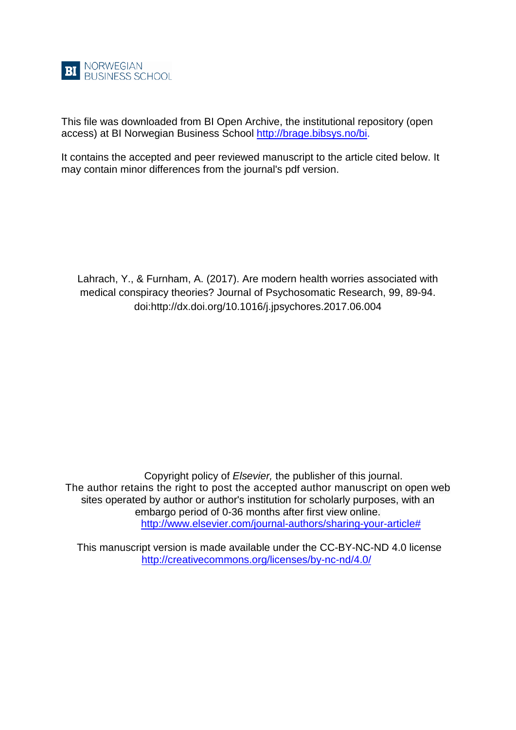BI NORWEGIAN BUSINESS SCHOOL

This file was downloaded from BI Open Archive, the institutional repository (open access) at BI Norwegian Business School http://brage.bibsys.no/bi.

It contains the accepted and peer reviewed manuscript to the article cited below. It may contain minor differences from the journal's pdf version.

Lahrach, Y., & Furnham, A. (2017). Are modern health worries associated with medical conspiracy theories? Journal of Psychosomatic Research, 99, 89-94. doi:http://dx.doi.org/10.1016/j.jpsychores.2017.06.004

Copyright policy of *Elsevier,* the publisher of this journal.
The author retains the right to post the accepted author manuscript on open web sites operated by author or author's institution for scholarly purposes, with an embargo period of 0-36 months after first view online.
http://www.elsevier.com/journal-authors/sharing-your-article#

This manuscript version is made available under the CC-BY-NC-ND 4.0 license
http://creativecommons.org/licenses/by-nc-nd/4.0/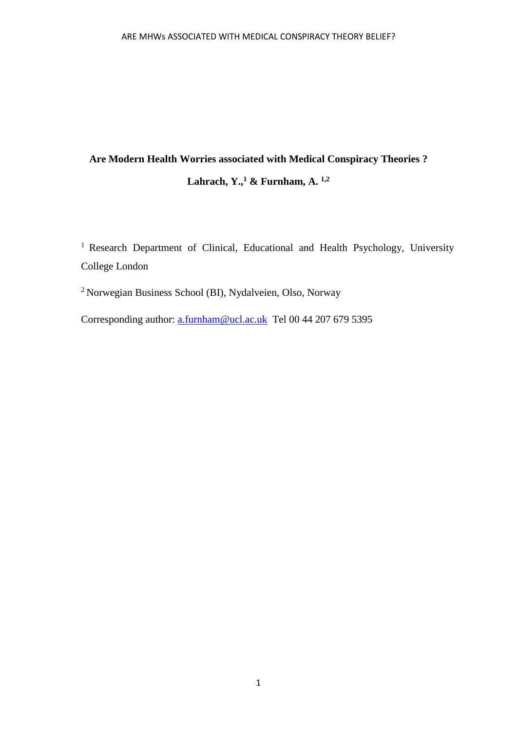**Are Modern Health Worries associated with Medical Conspiracy Theories ?**

**Lahrach, Y.,[1] & Furnham, A. [1,2]**

[1] Research Department of Clinical, Educational and Health Psychology, University College London

[2] Norwegian Business School (BI), Nydalveien, Olso, Norway

Corresponding author: a.furnham@ucl.ac.uk Tel 00 44 207 679 5395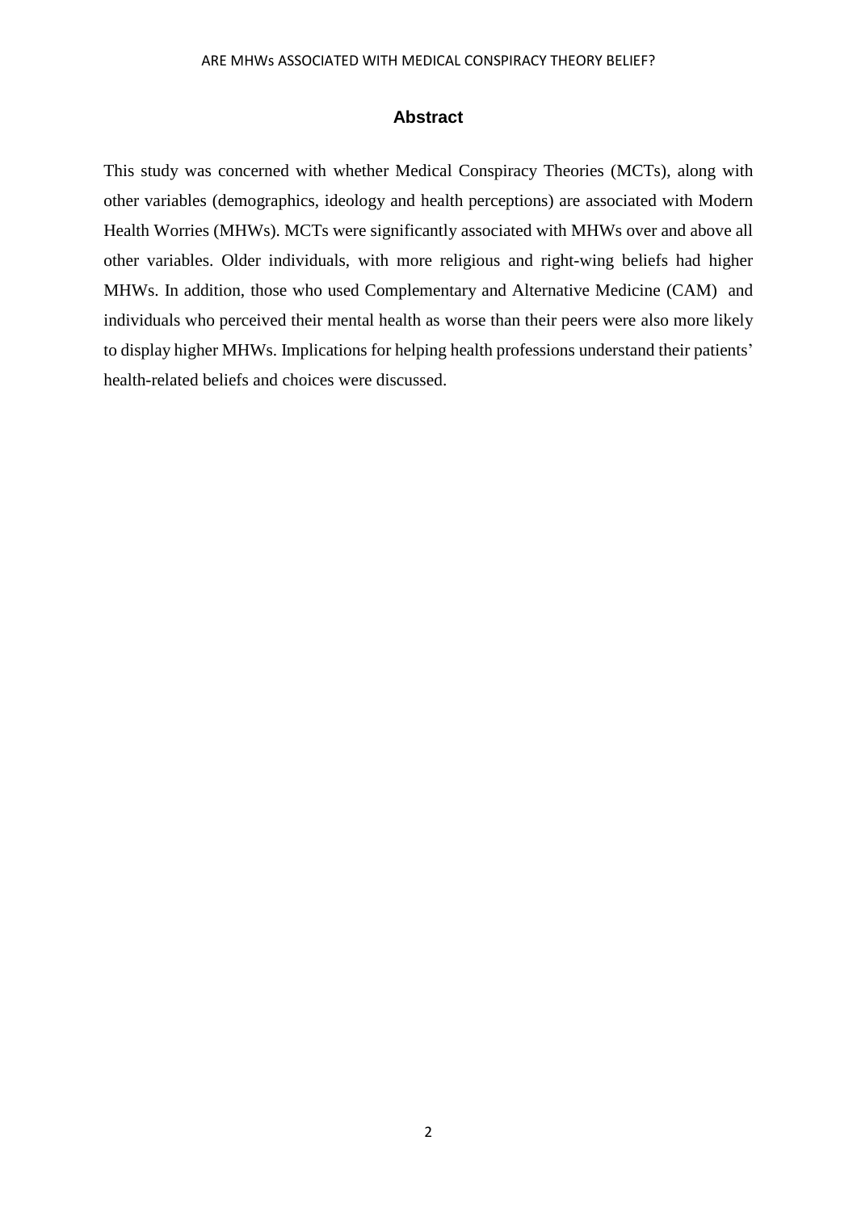## Abstract

This study was concerned with whether Medical Conspiracy Theories (MCTs), along with other variables (demographics, ideology and health perceptions) are associated with Modern Health Worries (MHWs). MCTs were significantly associated with MHWs over and above all other variables. Older individuals, with more religious and right-wing beliefs had higher MHWs. In addition, those who used Complementary and Alternative Medicine (CAM) and individuals who perceived their mental health as worse than their peers were also more likely to display higher MHWs. Implications for helping health professions understand their patients' health-related beliefs and choices were discussed.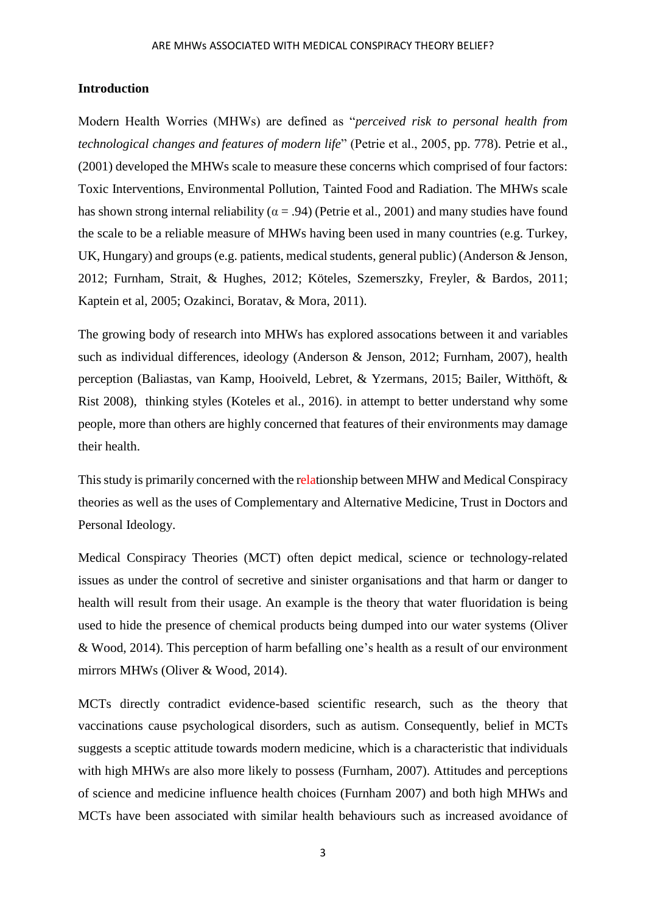**Introduction**

Modern Health Worries (MHWs) are defined as "*perceived risk to personal health from technological changes and features of modern life*" (Petrie et al., 2005, pp. 778). Petrie et al., (2001) developed the MHWs scale to measure these concerns which comprised of four factors: Toxic Interventions, Environmental Pollution, Tainted Food and Radiation. The MHWs scale has shown strong internal reliability ($\alpha = .94$) (Petrie et al., 2001) and many studies have found the scale to be a reliable measure of MHWs having been used in many countries (e.g. Turkey, UK, Hungary) and groups (e.g. patients, medical students, general public) (Anderson & Jenson, 2012; Furnham, Strait, & Hughes, 2012; Köteles, Szemerszky, Freyler, & Bardos, 2011; Kaptein et al, 2005; Ozakinci, Boratav, & Mora, 2011).

The growing body of research into MHWs has explored assocations between it and variables such as individual differences, ideology (Anderson & Jenson, 2012; Furnham, 2007), health perception (Baliastas, van Kamp, Hooiveld, Lebret, & Yzermans, 2015; Bailer, Witthöft, & Rist 2008), thinking styles (Koteles et al., 2016). in attempt to better understand why some people, more than others are highly concerned that features of their environments may damage their health.

This study is primarily concerned with the relationship between MHW and Medical Conspiracy theories as well as the uses of Complementary and Alternative Medicine, Trust in Doctors and Personal Ideology.

Medical Conspiracy Theories (MCT) often depict medical, science or technology-related issues as under the control of secretive and sinister organisations and that harm or danger to health will result from their usage. An example is the theory that water fluoridation is being used to hide the presence of chemical products being dumped into our water systems (Oliver & Wood, 2014). This perception of harm befalling one's health as a result of our environment mirrors MHWs (Oliver & Wood, 2014).

MCTs directly contradict evidence-based scientific research, such as the theory that vaccinations cause psychological disorders, such as autism. Consequently, belief in MCTs suggests a sceptic attitude towards modern medicine, which is a characteristic that individuals with high MHWs are also more likely to possess (Furnham, 2007). Attitudes and perceptions of science and medicine influence health choices (Furnham 2007) and both high MHWs and MCTs have been associated with similar health behaviours such as increased avoidance of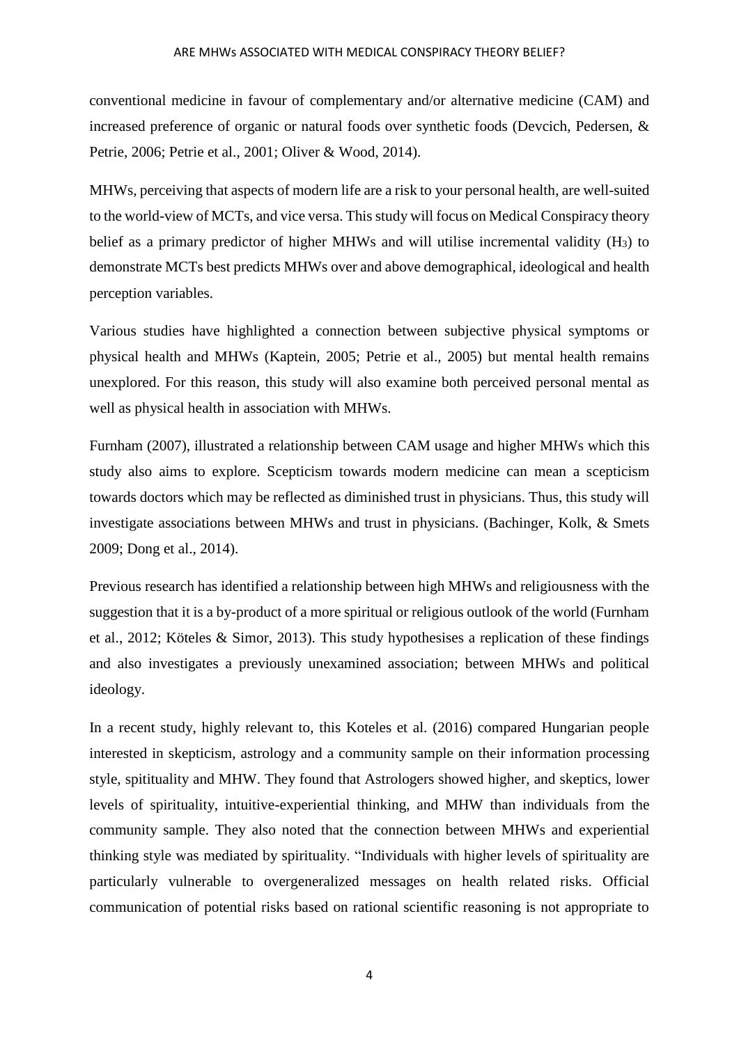conventional medicine in favour of complementary and/or alternative medicine (CAM) and increased preference of organic or natural foods over synthetic foods (Devcich, Pedersen, & Petrie, 2006; Petrie et al., 2001; Oliver & Wood, 2014).

MHWs, perceiving that aspects of modern life are a risk to your personal health, are well-suited to the world-view of MCTs, and vice versa. This study will focus on Medical Conspiracy theory belief as a primary predictor of higher MHWs and will utilise incremental validity ($H_3$) to demonstrate MCTs best predicts MHWs over and above demographical, ideological and health perception variables.

Various studies have highlighted a connection between subjective physical symptoms or physical health and MHWs (Kaptein, 2005; Petrie et al., 2005) but mental health remains unexplored. For this reason, this study will also examine both perceived personal mental as well as physical health in association with MHWs.

Furnham (2007), illustrated a relationship between CAM usage and higher MHWs which this study also aims to explore. Scepticism towards modern medicine can mean a scepticism towards doctors which may be reflected as diminished trust in physicians. Thus, this study will investigate associations between MHWs and trust in physicians. (Bachinger, Kolk, & Smets 2009; Dong et al., 2014).

Previous research has identified a relationship between high MHWs and religiousness with the suggestion that it is a by-product of a more spiritual or religious outlook of the world (Furnham et al., 2012; Köteles & Simor, 2013). This study hypothesises a replication of these findings and also investigates a previously unexamined association; between MHWs and political ideology.

In a recent study, highly relevant to, this Koteles et al. (2016) compared Hungarian people interested in skepticism, astrology and a community sample on their information processing style, spitituality and MHW. They found that Astrologers showed higher, and skeptics, lower levels of spirituality, intuitive-experiential thinking, and MHW than individuals from the community sample. They also noted that the connection between MHWs and experiential thinking style was mediated by spirituality. "Individuals with higher levels of spirituality are particularly vulnerable to overgeneralized messages on health related risks. Official communication of potential risks based on rational scientific reasoning is not appropriate to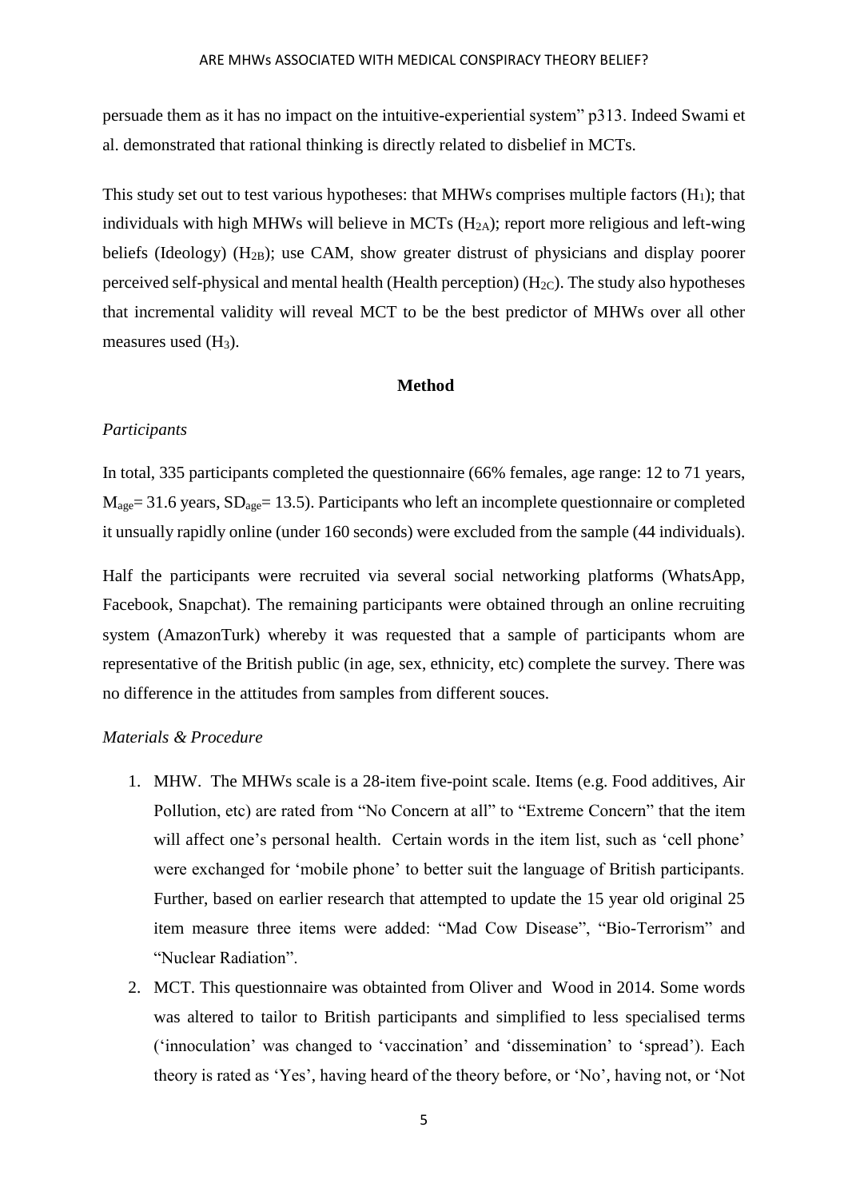persuade them as it has no impact on the intuitive-experiential system" p313. Indeed Swami et al. demonstrated that rational thinking is directly related to disbelief in MCTs.

This study set out to test various hypotheses: that MHWs comprises multiple factors ($H_1$); that individuals with high MHWs will believe in MCTs ($H_{2A}$); report more religious and left-wing beliefs (Ideology) ($H_{2B}$); use CAM, show greater distrust of physicians and display poorer perceived self-physical and mental health (Health perception) ($H_{2C}$). The study also hypotheses that incremental validity will reveal MCT to be the best predictor of MHWs over all other measures used ($H_3$).

## Method

### *Participants*

In total, 335 participants completed the questionnaire (66% females, age range: 12 to 71 years, $M_{age}$= 31.6 years, $SD_{age}$= 13.5). Participants who left an incomplete questionnaire or completed it unusally rapidly online (under 160 seconds) were excluded from the sample (44 individuals).

Half the participants were recruited via several social networking platforms (WhatsApp, Facebook, Snapchat). The remaining participants were obtained through an online recruiting system (AmazonTurk) whereby it was requested that a sample of participants whom are representative of the British public (in age, sex, ethnicity, etc) complete the survey. There was no difference in the attitudes from samples from different souces.

### *Materials & Procedure*

1. MHW. The MHWs scale is a 28-item five-point scale. Items (e.g. Food additives, Air Pollution, etc) are rated from "No Concern at all" to "Extreme Concern" that the item will affect one's personal health. Certain words in the item list, such as 'cell phone' were exchanged for 'mobile phone' to better suit the language of British participants. Further, based on earlier research that attempted to update the 15 year old original 25 item measure three items were added: "Mad Cow Disease", "Bio-Terrorism" and "Nuclear Radiation".
2. MCT. This questionnaire was obtainted from Oliver and Wood in 2014. Some words was altered to tailor to British participants and simplified to less specialised terms ('innoculation' was changed to 'vaccination' and 'dissemination' to 'spread'). Each theory is rated as 'Yes', having heard of the theory before, or 'No', having not, or 'Not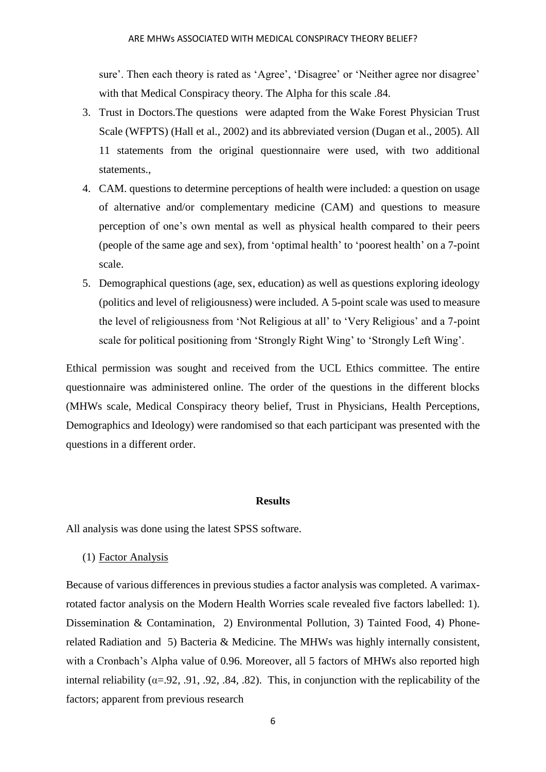sure'. Then each theory is rated as 'Agree', 'Disagree' or 'Neither agree nor disagree' with that Medical Conspiracy theory. The Alpha for this scale .84.

3. Trust in Doctors.The questions were adapted from the Wake Forest Physician Trust Scale (WFPTS) (Hall et al., 2002) and its abbreviated version (Dugan et al., 2005). All 11 statements from the original questionnaire were used, with two additional statements.,
4. CAM. questions to determine perceptions of health were included: a question on usage of alternative and/or complementary medicine (CAM) and questions to measure perception of one's own mental as well as physical health compared to their peers (people of the same age and sex), from 'optimal health' to 'poorest health' on a 7-point scale.
5. Demographical questions (age, sex, education) as well as questions exploring ideology (politics and level of religiousness) were included. A 5-point scale was used to measure the level of religiousness from 'Not Religious at all' to 'Very Religious' and a 7-point scale for political positioning from 'Strongly Right Wing' to 'Strongly Left Wing'.

Ethical permission was sought and received from the UCL Ethics committee. The entire questionnaire was administered online. The order of the questions in the different blocks (MHWs scale, Medical Conspiracy theory belief, Trust in Physicians, Health Perceptions, Demographics and Ideology) were randomised so that each participant was presented with the questions in a different order.

## Results

All analysis was done using the latest SPSS software.

(1) Factor Analysis

Because of various differences in previous studies a factor analysis was completed. A varimax-rotated factor analysis on the Modern Health Worries scale revealed five factors labelled: 1). Dissemination & Contamination, 2) Environmental Pollution, 3) Tainted Food, 4) Phone-related Radiation and 5) Bacteria & Medicine. The MHWs was highly internally consistent, with a Cronbach's Alpha value of 0.96. Moreover, all 5 factors of MHWs also reported high internal reliability ($\alpha$=.92, .91, .92, .84, .82). This, in conjunction with the replicability of the factors; apparent from previous research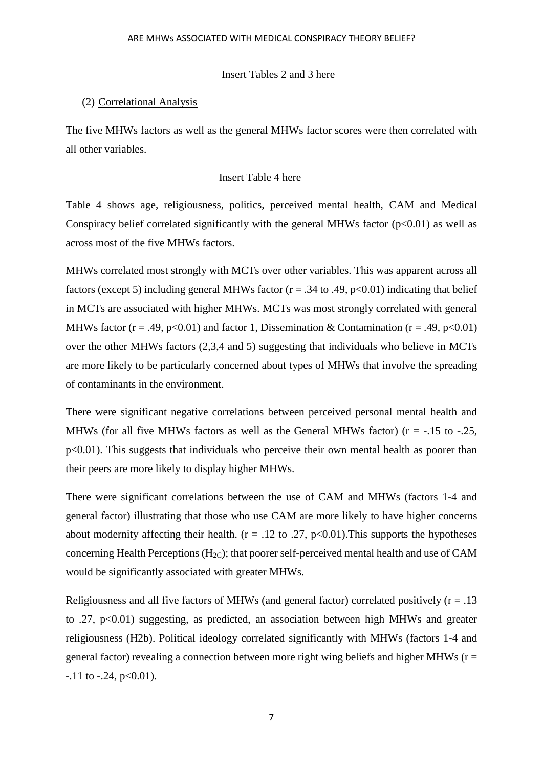Insert Tables 2 and 3 here

(2) Correlational Analysis

The five MHWs factors as well as the general MHWs factor scores were then correlated with all other variables.

Insert Table 4 here

Table 4 shows age, religiousness, politics, perceived mental health, CAM and Medical Conspiracy belief correlated significantly with the general MHWs factor ($p<0.01$) as well as across most of the five MHWs factors.

MHWs correlated most strongly with MCTs over other variables. This was apparent across all factors (except 5) including general MHWs factor ($r = .34$ to $.49$, $p<0.01$) indicating that belief in MCTs are associated with higher MHWs. MCTs was most strongly correlated with general MHWs factor ($r = .49$, $p<0.01$) and factor 1, Dissemination & Contamination ($r = .49$, $p<0.01$) over the other MHWs factors (2,3,4 and 5) suggesting that individuals who believe in MCTs are more likely to be particularly concerned about types of MHWs that involve the spreading of contaminants in the environment.

There were significant negative correlations between perceived personal mental health and MHWs (for all five MHWs factors as well as the General MHWs factor) ($r = -.15$ to $-.25$, $p<0.01$). This suggests that individuals who perceive their own mental health as poorer than their peers are more likely to display higher MHWs.

There were significant correlations between the use of CAM and MHWs (factors 1-4 and general factor) illustrating that those who use CAM are more likely to have higher concerns about modernity affecting their health. ($r = .12$ to $.27$, $p<0.01$).This supports the hypotheses concerning Health Perceptions ($H_{2C}$); that poorer self-perceived mental health and use of CAM would be significantly associated with greater MHWs.

Religiousness and all five factors of MHWs (and general factor) correlated positively ($r = .13$ to $.27$, $p<0.01$) suggesting, as predicted, an association between high MHWs and greater religiousness (H2b). Political ideology correlated significantly with MHWs (factors 1-4 and general factor) revealing a connection between more right wing beliefs and higher MHWs ($r = -.11$ to $-.24$, $p<0.01$).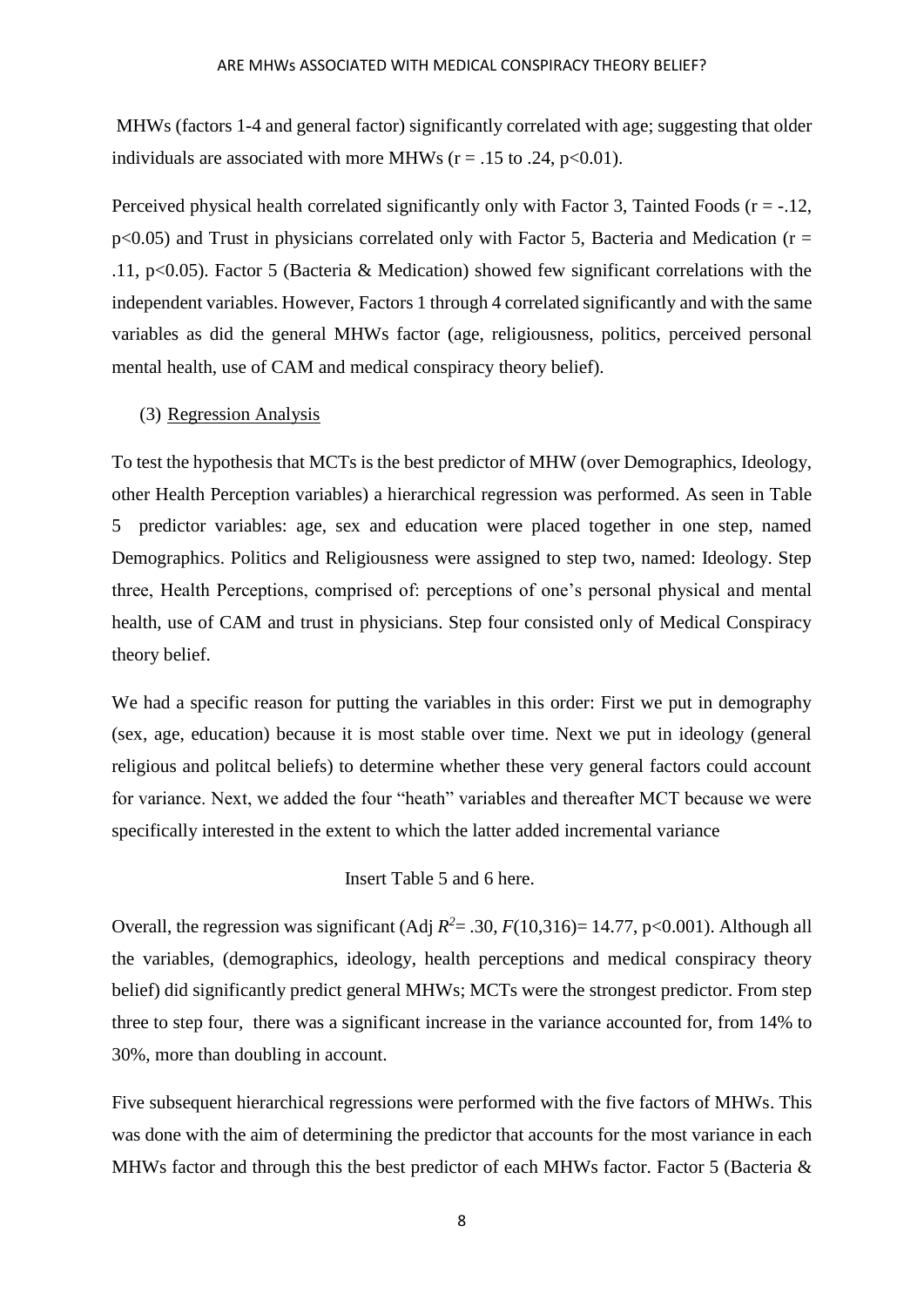MHWs (factors 1-4 and general factor) significantly correlated with age; suggesting that older individuals are associated with more MHWs ($r = .15$ to $.24$, $p<0.01$).

Perceived physical health correlated significantly only with Factor 3, Tainted Foods ($r = -.12$, $p<0.05$) and Trust in physicians correlated only with Factor 5, Bacteria and Medication ($r = .11$, $p<0.05$). Factor 5 (Bacteria & Medication) showed few significant correlations with the independent variables. However, Factors 1 through 4 correlated significantly and with the same variables as did the general MHWs factor (age, religiousness, politics, perceived personal mental health, use of CAM and medical conspiracy theory belief).

(3) Regression Analysis

To test the hypothesis that MCTs is the best predictor of MHW (over Demographics, Ideology, other Health Perception variables) a hierarchical regression was performed. As seen in Table 5 predictor variables: age, sex and education were placed together in one step, named Demographics. Politics and Religiousness were assigned to step two, named: Ideology. Step three, Health Perceptions, comprised of: perceptions of one's personal physical and mental health, use of CAM and trust in physicians. Step four consisted only of Medical Conspiracy theory belief.

We had a specific reason for putting the variables in this order: First we put in demography (sex, age, education) because it is most stable over time. Next we put in ideology (general religious and politcal beliefs) to determine whether these very general factors could account for variance. Next, we added the four "heath" variables and thereafter MCT because we were specifically interested in the extent to which the latter added incremental variance

Insert Table 5 and 6 here.

Overall, the regression was significant (Adj $R^2 = .30$, $F(10,316) = 14.77$, $p<0.001$). Although all the variables, (demographics, ideology, health perceptions and medical conspiracy theory belief) did significantly predict general MHWs; MCTs were the strongest predictor. From step three to step four, there was a significant increase in the variance accounted for, from 14% to 30%, more than doubling in account.

Five subsequent hierarchical regressions were performed with the five factors of MHWs. This was done with the aim of determining the predictor that accounts for the most variance in each MHWs factor and through this the best predictor of each MHWs factor. Factor 5 (Bacteria &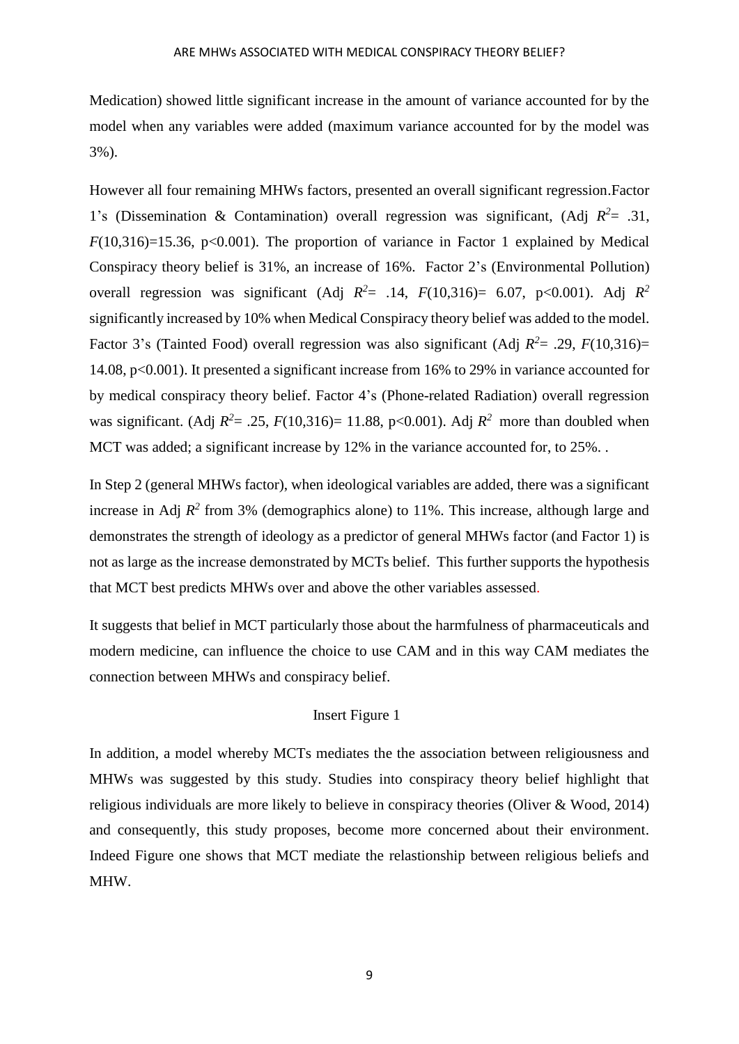Medication) showed little significant increase in the amount of variance accounted for by the model when any variables were added (maximum variance accounted for by the model was 3%).

However all four remaining MHWs factors, presented an overall significant regression.Factor 1's (Dissemination & Contamination) overall regression was significant, (Adj $R^2$= .31, $F$(10,316)=15.36, p<0.001). The proportion of variance in Factor 1 explained by Medical Conspiracy theory belief is 31%, an increase of 16%. Factor 2's (Environmental Pollution) overall regression was significant (Adj $R^2$= .14, $F$(10,316)= 6.07, p<0.001). Adj $R^2$ significantly increased by 10% when Medical Conspiracy theory belief was added to the model. Factor 3's (Tainted Food) overall regression was also significant (Adj $R^2$= .29, $F$(10,316)= 14.08, p<0.001). It presented a significant increase from 16% to 29% in variance accounted for by medical conspiracy theory belief. Factor 4's (Phone-related Radiation) overall regression was significant. (Adj $R^2$= .25, $F$(10,316)= 11.88, p<0.001). Adj $R^2$ more than doubled when MCT was added; a significant increase by 12% in the variance accounted for, to 25%. .

In Step 2 (general MHWs factor), when ideological variables are added, there was a significant increase in Adj $R^2$ from 3% (demographics alone) to 11%. This increase, although large and demonstrates the strength of ideology as a predictor of general MHWs factor (and Factor 1) is not as large as the increase demonstrated by MCTs belief. This further supports the hypothesis that MCT best predicts MHWs over and above the other variables assessed.

It suggests that belief in MCT particularly those about the harmfulness of pharmaceuticals and modern medicine, can influence the choice to use CAM and in this way CAM mediates the connection between MHWs and conspiracy belief.

Insert Figure 1

In addition, a model whereby MCTs mediates the the association between religiousness and MHWs was suggested by this study. Studies into conspiracy theory belief highlight that religious individuals are more likely to believe in conspiracy theories (Oliver & Wood, 2014) and consequently, this study proposes, become more concerned about their environment. Indeed Figure one shows that MCT mediate the relastionship between religious beliefs and MHW.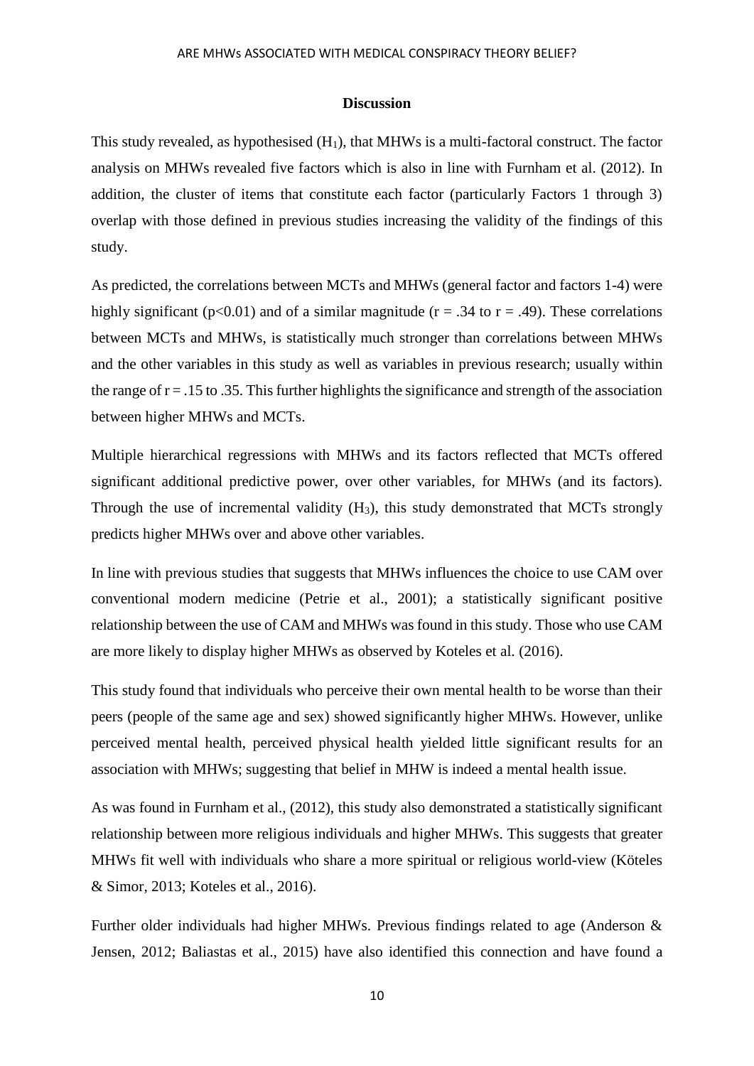## Discussion

This study revealed, as hypothesised ($H_1$), that MHWs is a multi-factoral construct. The factor analysis on MHWs revealed five factors which is also in line with Furnham et al. (2012). In addition, the cluster of items that constitute each factor (particularly Factors 1 through 3) overlap with those defined in previous studies increasing the validity of the findings of this study.

As predicted, the correlations between MCTs and MHWs (general factor and factors 1-4) were highly significant ($p<0.01$) and of a similar magnitude ($r = .34$ to $r = .49$). These correlations between MCTs and MHWs, is statistically much stronger than correlations between MHWs and the other variables in this study as well as variables in previous research; usually within the range of $r = .15$ to $.35$. This further highlights the significance and strength of the association between higher MHWs and MCTs.

Multiple hierarchical regressions with MHWs and its factors reflected that MCTs offered significant additional predictive power, over other variables, for MHWs (and its factors). Through the use of incremental validity ($H_3$), this study demonstrated that MCTs strongly predicts higher MHWs over and above other variables.

In line with previous studies that suggests that MHWs influences the choice to use CAM over conventional modern medicine (Petrie et al., 2001); a statistically significant positive relationship between the use of CAM and MHWs was found in this study. Those who use CAM are more likely to display higher MHWs as observed by Koteles et al. (2016).

This study found that individuals who perceive their own mental health to be worse than their peers (people of the same age and sex) showed significantly higher MHWs. However, unlike perceived mental health, perceived physical health yielded little significant results for an association with MHWs; suggesting that belief in MHW is indeed a mental health issue.

As was found in Furnham et al., (2012), this study also demonstrated a statistically significant relationship between more religious individuals and higher MHWs. This suggests that greater MHWs fit well with individuals who share a more spiritual or religious world-view (Köteles & Simor, 2013; Koteles et al., 2016).

Further older individuals had higher MHWs. Previous findings related to age (Anderson & Jensen, 2012; Baliastas et al., 2015) have also identified this connection and have found a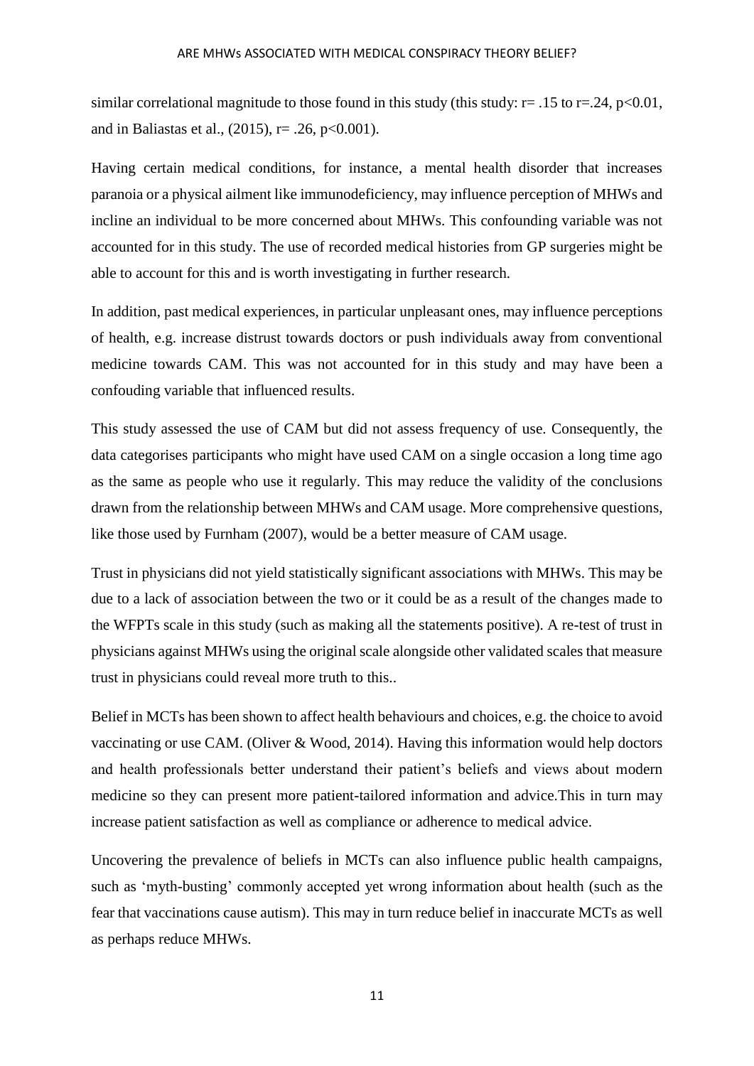similar correlational magnitude to those found in this study (this study: $r= .15$ to $r=.24$, $p<0.01$, and in Baliastas et al., (2015), $r= .26$, $p<0.001$).

Having certain medical conditions, for instance, a mental health disorder that increases paranoia or a physical ailment like immunodeficiency, may influence perception of MHWs and incline an individual to be more concerned about MHWs. This confounding variable was not accounted for in this study. The use of recorded medical histories from GP surgeries might be able to account for this and is worth investigating in further research.

In addition, past medical experiences, in particular unpleasant ones, may influence perceptions of health, e.g. increase distrust towards doctors or push individuals away from conventional medicine towards CAM. This was not accounted for in this study and may have been a confouding variable that influenced results.

This study assessed the use of CAM but did not assess frequency of use. Consequently, the data categorises participants who might have used CAM on a single occasion a long time ago as the same as people who use it regularly. This may reduce the validity of the conclusions drawn from the relationship between MHWs and CAM usage. More comprehensive questions, like those used by Furnham (2007), would be a better measure of CAM usage.

Trust in physicians did not yield statistically significant associations with MHWs. This may be due to a lack of association between the two or it could be as a result of the changes made to the WFPTs scale in this study (such as making all the statements positive). A re-test of trust in physicians against MHWs using the original scale alongside other validated scales that measure trust in physicians could reveal more truth to this..

Belief in MCTs has been shown to affect health behaviours and choices, e.g. the choice to avoid vaccinating or use CAM. (Oliver & Wood, 2014). Having this information would help doctors and health professionals better understand their patient's beliefs and views about modern medicine so they can present more patient-tailored information and advice.This in turn may increase patient satisfaction as well as compliance or adherence to medical advice.

Uncovering the prevalence of beliefs in MCTs can also influence public health campaigns, such as 'myth-busting' commonly accepted yet wrong information about health (such as the fear that vaccinations cause autism). This may in turn reduce belief in inaccurate MCTs as well as perhaps reduce MHWs.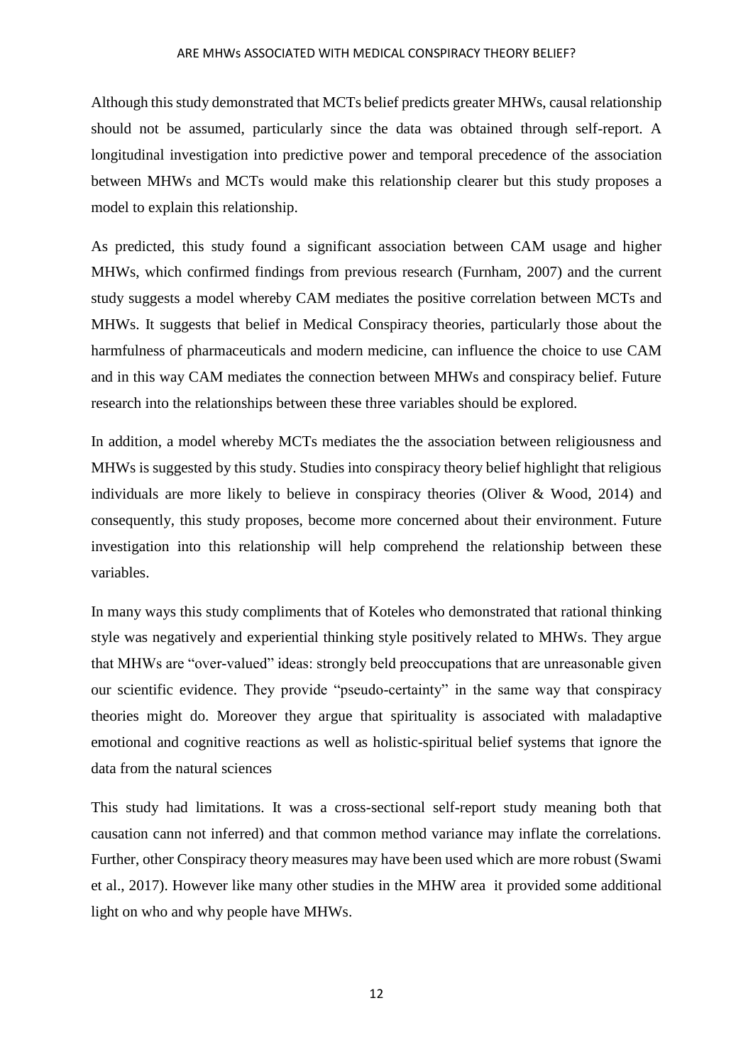Although this study demonstrated that MCTs belief predicts greater MHWs, causal relationship should not be assumed, particularly since the data was obtained through self-report. A longitudinal investigation into predictive power and temporal precedence of the association between MHWs and MCTs would make this relationship clearer but this study proposes a model to explain this relationship.

As predicted, this study found a significant association between CAM usage and higher MHWs, which confirmed findings from previous research (Furnham, 2007) and the current study suggests a model whereby CAM mediates the positive correlation between MCTs and MHWs. It suggests that belief in Medical Conspiracy theories, particularly those about the harmfulness of pharmaceuticals and modern medicine, can influence the choice to use CAM and in this way CAM mediates the connection between MHWs and conspiracy belief. Future research into the relationships between these three variables should be explored.

In addition, a model whereby MCTs mediates the the association between religiousness and MHWs is suggested by this study. Studies into conspiracy theory belief highlight that religious individuals are more likely to believe in conspiracy theories (Oliver & Wood, 2014) and consequently, this study proposes, become more concerned about their environment. Future investigation into this relationship will help comprehend the relationship between these variables.

In many ways this study compliments that of Koteles who demonstrated that rational thinking style was negatively and experiential thinking style positively related to MHWs. They argue that MHWs are "over-valued" ideas: strongly beld preoccupations that are unreasonable given our scientific evidence. They provide "pseudo-certainty" in the same way that conspiracy theories might do. Moreover they argue that spirituality is associated with maladaptive emotional and cognitive reactions as well as holistic-spiritual belief systems that ignore the data from the natural sciences

This study had limitations. It was a cross-sectional self-report study meaning both that causation cann not inferred) and that common method variance may inflate the correlations. Further, other Conspiracy theory measures may have been used which are more robust (Swami et al., 2017). However like many other studies in the MHW area it provided some additional light on who and why people have MHWs.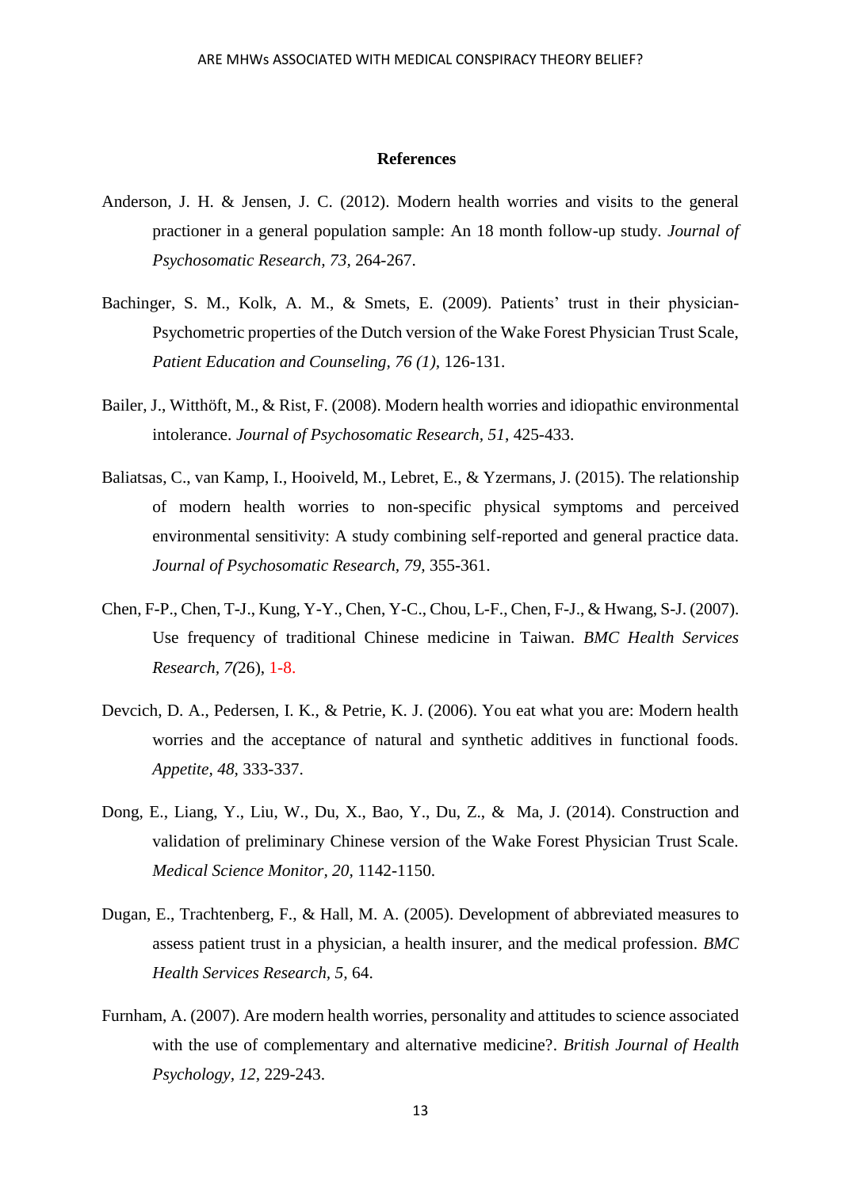**References**

Anderson, J. H. & Jensen, J. C. (2012). Modern health worries and visits to the general practioner in a general population sample: An 18 month follow-up study. *Journal of Psychosomatic Research, 73,* 264-267.

Bachinger, S. M., Kolk, A. M., & Smets, E. (2009). Patients' trust in their physician- Psychometric properties of the Dutch version of the Wake Forest Physician Trust Scale, *Patient Education and Counseling, 76 (1),* 126-131.

Bailer, J., Witthöft, M., & Rist, F. (2008). Modern health worries and idiopathic environmental intolerance. *Journal of Psychosomatic Research, 51*, 425-433.

Baliatsas, C., van Kamp, I., Hooiveld, M., Lebret, E., & Yzermans, J. (2015). The relationship of modern health worries to non-specific physical symptoms and perceived environmental sensitivity: A study combining self-reported and general practice data. *Journal of Psychosomatic Research, 79,* 355-361.

Chen, F-P., Chen, T-J., Kung, Y-Y., Chen, Y-C., Chou, L-F., Chen, F-J., & Hwang, S-J. (2007). Use frequency of traditional Chinese medicine in Taiwan. *BMC Health Services Research, 7(*26), 1-8.

Devcich, D. A., Pedersen, I. K., & Petrie, K. J. (2006). You eat what you are: Modern health worries and the acceptance of natural and synthetic additives in functional foods. *Appetite*, *48*, 333-337.

Dong, E., Liang, Y., Liu, W., Du, X., Bao, Y., Du, Z., & Ma, J. (2014). Construction and validation of preliminary Chinese version of the Wake Forest Physician Trust Scale. *Medical Science Monitor, 20,* 1142-1150.

Dugan, E., Trachtenberg, F., & Hall, M. A. (2005). Development of abbreviated measures to assess patient trust in a physician, a health insurer, and the medical profession. *BMC Health Services Research, 5,* 64.

Furnham, A. (2007). Are modern health worries, personality and attitudes to science associated with the use of complementary and alternative medicine?. *British Journal of Health Psychology, 12,* 229-243.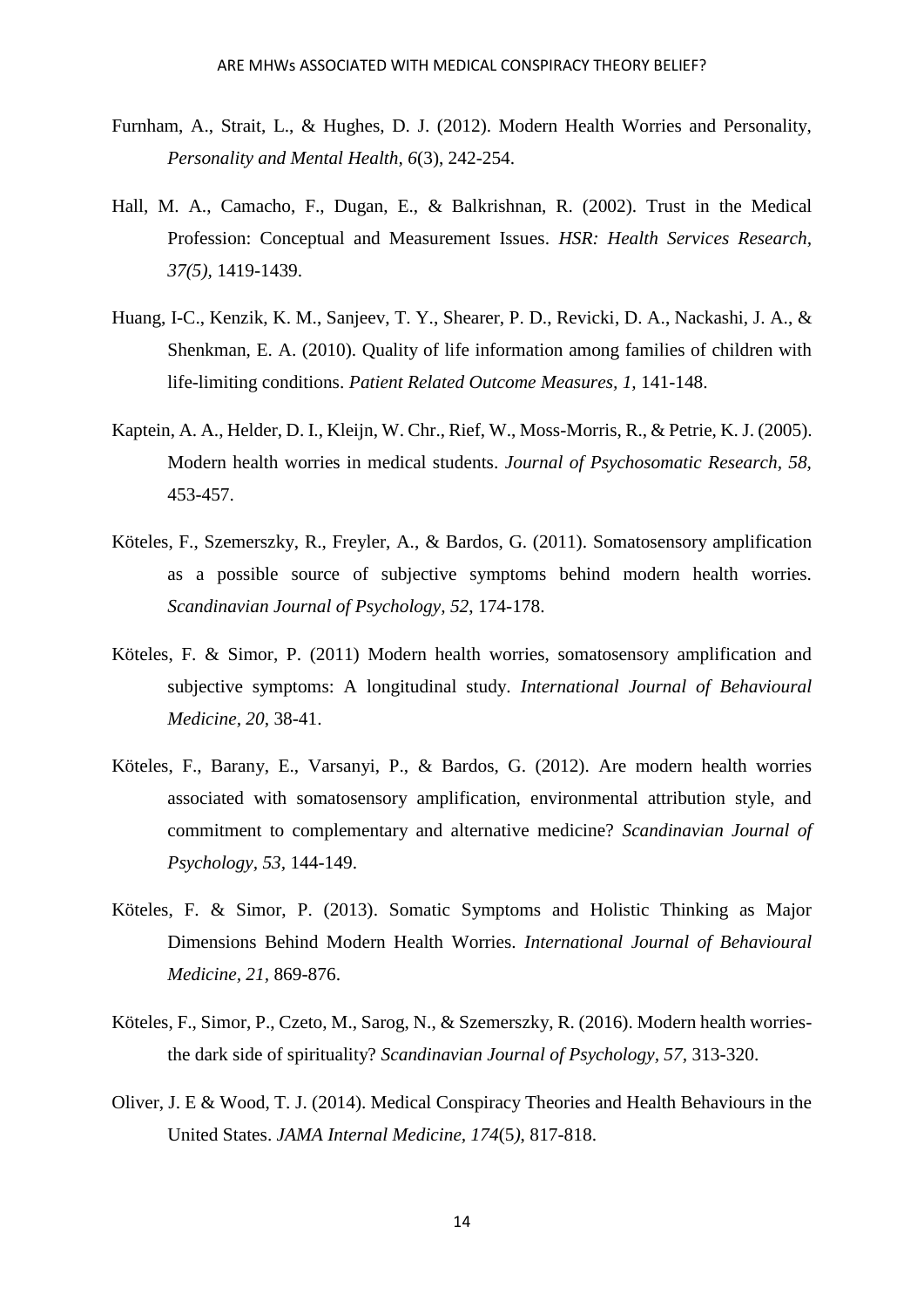Furnham, A., Strait, L., & Hughes, D. J. (2012). Modern Health Worries and Personality, *Personality and Mental Health, 6*(3), 242-254.

Hall, M. A., Camacho, F., Dugan, E., & Balkrishnan, R. (2002). Trust in the Medical Profession: Conceptual and Measurement Issues. *HSR: Health Services Research, 37(5)*, 1419-1439.

Huang, I-C., Kenzik, K. M., Sanjeev, T. Y., Shearer, P. D., Revicki, D. A., Nackashi, J. A., & Shenkman, E. A. (2010). Quality of life information among families of children with life-limiting conditions. *Patient Related Outcome Measures, 1*, 141-148.

Kaptein, A. A., Helder, D. I., Kleijn, W. Chr., Rief, W., Moss-Morris, R., & Petrie, K. J. (2005). Modern health worries in medical students. *Journal of Psychosomatic Research, 58*, 453-457.

Köteles, F., Szemerszky, R., Freyler, A., & Bardos, G. (2011). Somatosensory amplification as a possible source of subjective symptoms behind modern health worries. *Scandinavian Journal of Psychology, 52*, 174-178.

Köteles, F. & Simor, P. (2011) Modern health worries, somatosensory amplification and subjective symptoms: A longitudinal study. *International Journal of Behavioural Medicine, 20*, 38-41.

Köteles, F., Barany, E., Varsanyi, P., & Bardos, G. (2012). Are modern health worries associated with somatosensory amplification, environmental attribution style, and commitment to complementary and alternative medicine? *Scandinavian Journal of Psychology, 53*, 144-149.

Köteles, F. & Simor, P. (2013). Somatic Symptoms and Holistic Thinking as Major Dimensions Behind Modern Health Worries. *International Journal of Behavioural Medicine, 21*, 869-876.

Köteles, F., Simor, P., Czeto, M., Sarog, N., & Szemerszky, R. (2016). Modern health worries- the dark side of spirituality? *Scandinavian Journal of Psychology, 57*, 313-320.

Oliver, J. E & Wood, T. J. (2014). Medical Conspiracy Theories and Health Behaviours in the United States. *JAMA Internal Medicine, 174*(5), 817-818.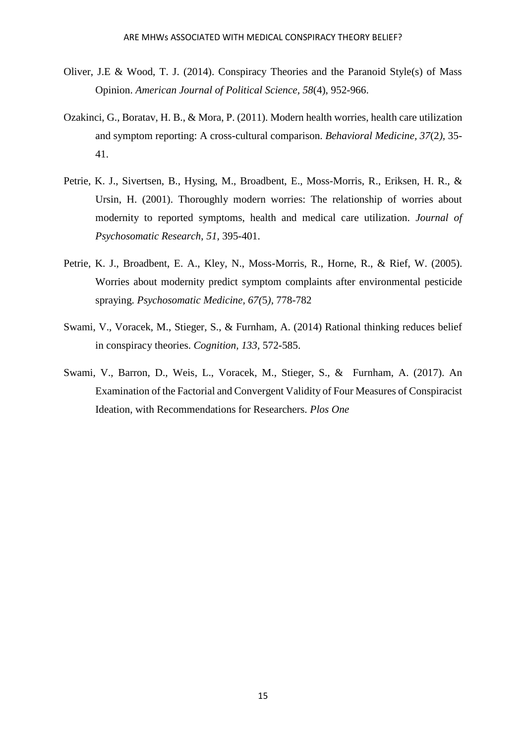Oliver, J.E & Wood, T. J. (2014). Conspiracy Theories and the Paranoid Style(s) of Mass Opinion. *American Journal of Political Science, 58*(4), 952-966.

Ozakinci, G., Boratav, H. B., & Mora, P. (2011). Modern health worries, health care utilization and symptom reporting: A cross-cultural comparison. *Behavioral Medicine, 37*(2*),* 35-41.

Petrie, K. J., Sivertsen, B., Hysing, M., Broadbent, E., Moss-Morris, R., Eriksen, H. R., & Ursin, H. (2001). Thoroughly modern worries: The relationship of worries about modernity to reported symptoms, health and medical care utilization. *Journal of Psychosomatic Research, 51,* 395-401.

Petrie, K. J., Broadbent, E. A., Kley, N., Moss-Morris, R., Horne, R., & Rief, W. (2005). Worries about modernity predict symptom complaints after environmental pesticide spraying. *Psychosomatic Medicine, 67(*5*),* 778-782

Swami, V., Voracek, M., Stieger, S., & Furnham, A. (2014) Rational thinking reduces belief in conspiracy theories. *Cognition, 133,* 572-585.

Swami, V., Barron, D., Weis, L., Voracek, M., Stieger, S., & Furnham, A. (2017). An Examination of the Factorial and Convergent Validity of Four Measures of Conspiracist Ideation, with Recommendations for Researchers. *Plos One*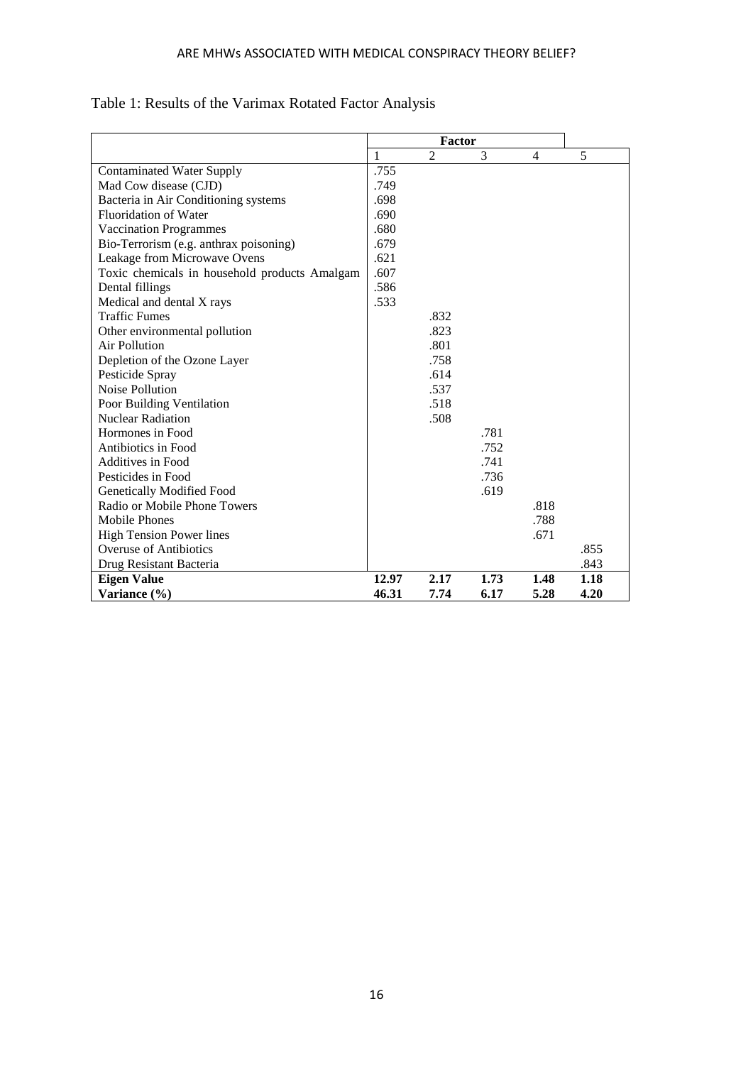Table 1: Results of the Varimax Rotated Factor Analysis

| | Factor | | | | |
|---|---|---|---|---|---|
| | 1 | 2 | 3 | 4 | 5 |
| Contaminated Water Supply | .755 | | | | |
| Mad Cow disease (CJD) | .749 | | | | |
| Bacteria in Air Conditioning systems | .698 | | | | |
| Fluoridation of Water | .690 | | | | |
| Vaccination Programmes | .680 | | | | |
| Bio-Terrorism (e.g. anthrax poisoning) | .679 | | | | |
| Leakage from Microwave Ovens | .621 | | | | |
| Toxic chemicals in household products Amalgam | .607 | | | | |
| Dental fillings | .586 | | | | |
| Medical and dental X rays | .533 | | | | |
| Traffic Fumes | | .832 | | | |
| Other environmental pollution | | .823 | | | |
| Air Pollution | | .801 | | | |
| Depletion of the Ozone Layer | | .758 | | | |
| Pesticide Spray | | .614 | | | |
| Noise Pollution | | .537 | | | |
| Poor Building Ventilation | | .518 | | | |
| Nuclear Radiation | | .508 | | | |
| Hormones in Food | | | .781 | | |
| Antibiotics in Food | | | .752 | | |
| Additives in Food | | | .741 | | |
| Pesticides in Food | | | .736 | | |
| Genetically Modified Food | | | .619 | | |
| Radio or Mobile Phone Towers | | | | .818 | |
| Mobile Phones | | | | .788 | |
| High Tension Power lines | | | | .671 | |
| Overuse of Antibiotics | | | | | .855 |
| Drug Resistant Bacteria | | | | | .843 |
| **Eigen Value** | **12.97** | **2.17** | **1.73** | **1.48** | **1.18** |
| **Variance (%)** | **46.31** | **7.74** | **6.17** | **5.28** | **4.20** |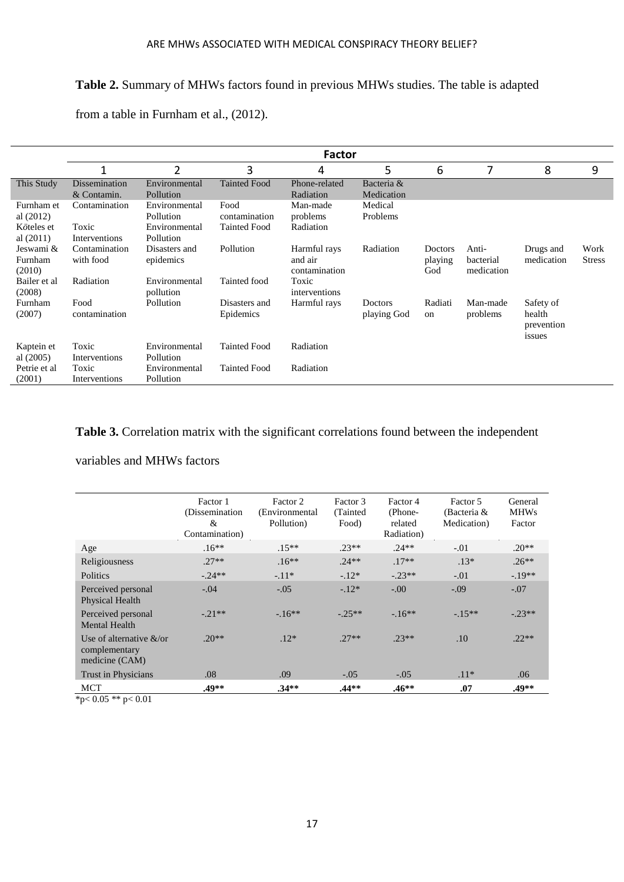**Table 2.** Summary of MHWs factors found in previous MHWs studies. The table is adapted from a table in Furnham et al., (2012).

| | Factor | | | | | | | | |
|---|---|---|---|---|---|---|---|---|---|
| | 1 | 2 | 3 | 4 | 5 | 6 | 7 | 8 | 9 |
| This Study | Dissemination & Contamin. | Environmental Pollution | Tainted Food | Phone-related Radiation | Bacteria & Medication | | | | |
| Furnham et al (2012) | Contamination | Environmental Pollution | Food contamination | Man-made problems | Medical Problems | | | | |
| Köteles et al (2011) | Toxic Interventions | Environmental Pollution | Tainted Food | Radiation | | | | | |
| Jeswami & Furnham (2010) | Contamination with food | Disasters and epidemics | Pollution | Harmful rays and air contamination | Radiation | Doctors playing God | Anti-bacterial medication | Drugs and medication | Work Stress |
| Bailer et al (2008) | Radiation | Environmental pollution | Tainted food | Toxic interventions | | | | | |
| Furnham (2007) | Food contamination | Pollution | Disasters and Epidemics | Harmful rays | Doctors playing God | Radiation | Man-made problems | Safety of health prevention issues | |
| Kaptein et al (2005) | Toxic Interventions | Environmental Pollution | Tainted Food | Radiation | | | | | |
| Petrie et al (2001) | Toxic Interventions | Environmental Pollution | Tainted Food | Radiation | | | | | |

**Table 3.** Correlation matrix with the significant correlations found between the independent variables and MHWs factors

| | Factor 1 (Dissemination & Contamination) | Factor 2 (Environmental Pollution) | Factor 3 (Tainted Food) | Factor 4 (Phone-related Radiation) | Factor 5 (Bacteria & Medication) | General MHWs Factor |
|---|---|---|---|---|---|---|
| Age | .16** | .15** | .23** | .24** | -.01 | .20** |
| Religiousness | .27** | .16** | .24** | .17** | .13* | .26** |
| Politics | -.24** | -.11* | -.12* | -.23** | -.01 | -.19** |
| Perceived personal Physical Health | -.04 | -.05 | -.12* | -.00 | -.09 | -.07 |
| Perceived personal Mental Health | -.21** | -.16** | -.25** | -.16** | -.15** | -.23** |
| Use of alternative &/or complementary medicine (CAM) | .20** | .12* | .27** | .23** | .10 | .22** |
| Trust in Physicians | .08 | .09 | -.05 | -.05 | .11* | .06 |
| MCT | **.49**** | **.34**** | **.44**** | **.46**** | **.07** | **.49**** |

*p< 0.05 ** p< 0.01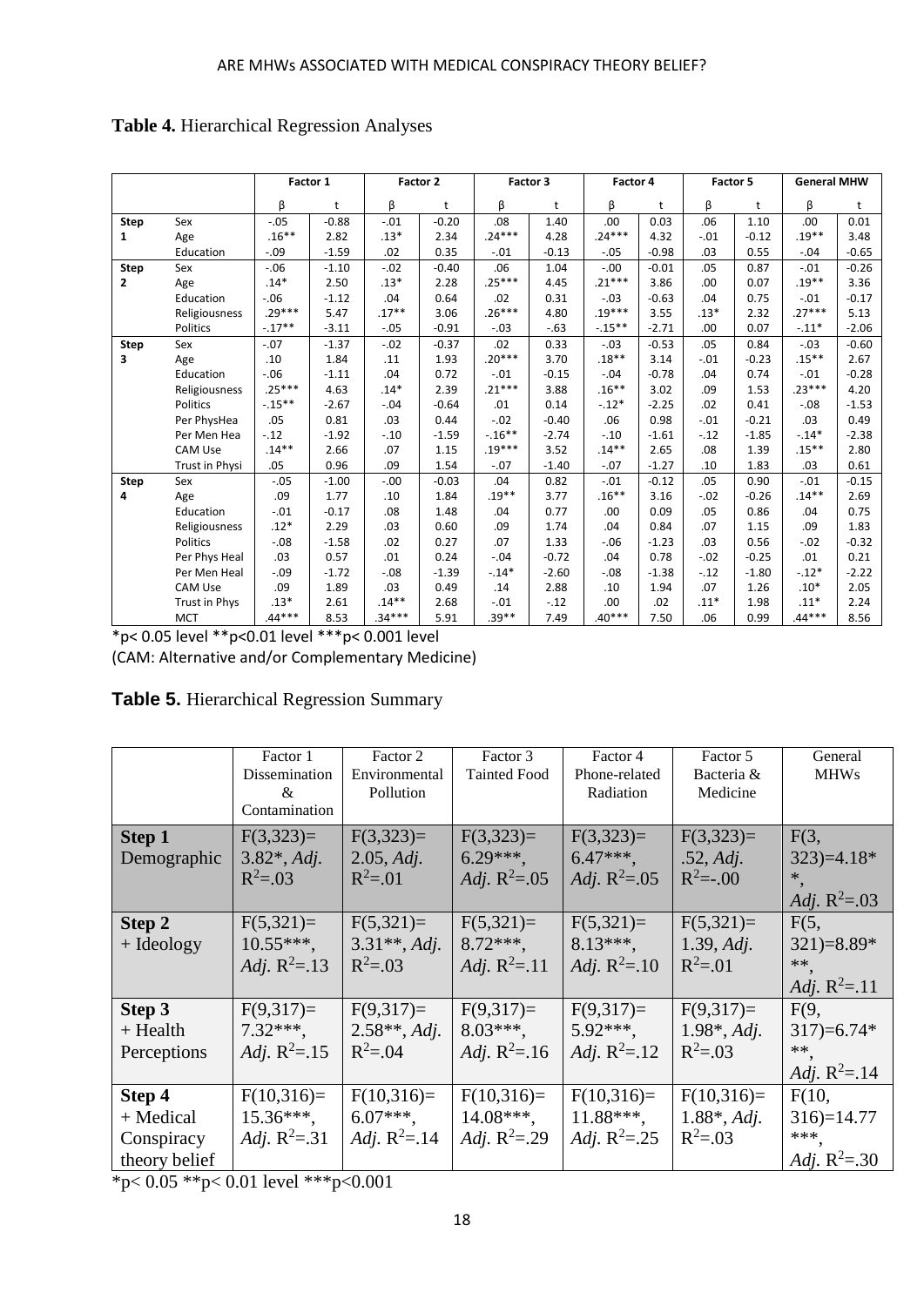**Table 4.** Hierarchical Regression Analyses

| | | Factor 1 | | Factor 2 | | Factor 3 | | Factor 4 | | Factor 5 | | General MHW | |
|---|---|---|---|---|---|---|---|---|---|---|---|---|---|
| | | β | t | β | t | β | t | β | t | β | t | β | t |
| **Step 1** | Sex | -.05 | -0.88 | -.01 | -0.20 | .08 | 1.40 | .00 | 0.03 | .06 | 1.10 | .00 | 0.01 |
| | Age | .16** | 2.82 | .13* | 2.34 | .24*** | 4.28 | .24*** | 4.32 | -.01 | -0.12 | .19** | 3.48 |
| | Education | -.09 | -1.59 | .02 | 0.35 | -.01 | -0.13 | -.05 | -0.98 | .03 | 0.55 | -.04 | -0.65 |
| **Step 2** | Sex | -.06 | -1.10 | -.02 | -0.40 | .06 | 1.04 | -.00 | -0.01 | .05 | 0.87 | -.01 | -0.26 |
| | Age | .14* | 2.50 | .13* | 2.28 | .25*** | 4.45 | .21*** | 3.86 | .00 | 0.07 | .19** | 3.36 |
| | Education | -.06 | -1.12 | .04 | 0.64 | .02 | 0.31 | -.03 | -0.63 | .04 | 0.75 | -.01 | -0.17 |
| | Religiousness | .29*** | 5.47 | .17** | 3.06 | .26*** | 4.80 | .19*** | 3.55 | .13* | 2.32 | .27*** | 5.13 |
| | Politics | -.17** | -3.11 | -.05 | -0.91 | -.03 | -.63 | -.15** | -2.71 | .00 | 0.07 | -.11* | -2.06 |
| **Step 3** | Sex | -.07 | -1.37 | -.02 | -0.37 | .02 | 0.33 | -.03 | -0.53 | .05 | 0.84 | -.03 | -0.60 |
| | Age | .10 | 1.84 | .11 | 1.93 | .20*** | 3.70 | .18** | 3.14 | -.01 | -0.23 | .15** | 2.67 |
| | Education | -.06 | -1.11 | .04 | 0.72 | -.01 | -0.15 | -.04 | -0.78 | .04 | 0.74 | -.01 | -0.28 |
| | Religiousness | .25*** | 4.63 | .14* | 2.39 | .21*** | 3.88 | .16** | 3.02 | .09 | 1.53 | .23*** | 4.20 |
| | Politics | -.15** | -2.67 | -.04 | -0.64 | .01 | 0.14 | -.12* | -2.25 | .02 | 0.41 | -.08 | -1.53 |
| | Per PhysHea | .05 | 0.81 | .03 | 0.44 | -.02 | -0.40 | .06 | 0.98 | -.01 | -0.21 | .03 | 0.49 |
| | Per Men Hea | -.12 | -1.92 | -.10 | -1.59 | -.16** | -2.74 | -.10 | -1.61 | -.12 | -1.85 | -.14* | -2.38 |
| | CAM Use | .14** | 2.66 | .07 | 1.15 | .19*** | 3.52 | .14** | 2.65 | .08 | 1.39 | .15** | 2.80 |
| | Trust in Physi | .05 | 0.96 | .09 | 1.54 | -.07 | -1.40 | -.07 | -1.27 | .10 | 1.83 | .03 | 0.61 |
| **Step 4** | Sex | -.05 | -1.00 | -.00 | -0.03 | .04 | 0.82 | -.01 | -0.12 | .05 | 0.90 | -.01 | -0.15 |
| | Age | .09 | 1.77 | .10 | 1.84 | .19** | 3.77 | .16** | 3.16 | -.02 | -0.26 | .14** | 2.69 |
| | Education | -.01 | -0.17 | .08 | 1.48 | .04 | 0.77 | .00 | 0.09 | .05 | 0.86 | .04 | 0.75 |
| | Religiousness | .12* | 2.29 | .03 | 0.60 | .09 | 1.74 | .04 | 0.84 | .07 | 1.15 | .09 | 1.83 |
| | Politics | -.08 | -1.58 | .02 | 0.27 | .07 | 1.33 | -.06 | -1.23 | .03 | 0.56 | -.02 | -0.32 |
| | Per Phys Heal | .03 | 0.57 | .01 | 0.24 | -.04 | -0.72 | .04 | 0.78 | -.02 | -0.25 | .01 | 0.21 |
| | Per Men Heal | -.09 | -1.72 | -.08 | -1.39 | -.14* | -2.60 | -.08 | -1.38 | -.12 | -1.80 | -.12* | -2.22 |
| | CAM Use | .09 | 1.89 | .03 | 0.49 | .14 | 2.88 | .10 | 1.94 | .07 | 1.26 | .10* | 2.05 |
| | Trust in Phys | .13* | 2.61 | .14** | 2.68 | -.01 | -.12 | .00 | .02 | .11* | 1.98 | .11* | 2.24 |
| | MCT | .44*** | 8.53 | .34*** | 5.91 | .39** | 7.49 | .40*** | 7.50 | .06 | 0.99 | .44*** | 8.56 |

*p< 0.05 level **p<0.01 level ***p< 0.001 level
(CAM: Alternative and/or Complementary Medicine)

**Table 5.** Hierarchical Regression Summary

| | Factor 1 Dissemination & Contamination | Factor 2 Environmental Pollution | Factor 3 Tainted Food | Factor 4 Phone-related Radiation | Factor 5 Bacteria & Medicine | General MHWs |
|---|---|---|---|---|---|---|
| **Step 1** Demographic | $F(3,323)=3.82^*$, *Adj.* $R^2=.03$ | $F(3,323)=2.05$, *Adj.* $R^2=.01$ | $F(3,323)=6.29^{***}$, *Adj.* $R^2=.05$ | $F(3,323)=6.47^{***}$, *Adj.* $R^2=.05$ | $F(3,323)=.52$, *Adj.* $R^2=-.00$ | $F(3, 323)=4.18^{**}$, *Adj.* $R^2=.03$ |
| **Step 2** + Ideology | $F(5,321)=10.55^{***}$, *Adj.* $R^2=.13$ | $F(5,321)=3.31^{**}$, *Adj.* $R^2=.03$ | $F(5,321)=8.72^{***}$, *Adj.* $R^2=.11$ | $F(5,321)=8.13^{***}$, *Adj.* $R^2=.10$ | $F(5,321)=1.39$, *Adj.* $R^2=.01$ | $F(5, 321)=8.89^{***}$, *Adj.* $R^2=.11$ |
| **Step 3** + Health Perceptions | $F(9,317)=7.32^{***}$, *Adj.* $R^2=.15$ | $F(9,317)=2.58^{**}$, *Adj.* $R^2=.04$ | $F(9,317)=8.03^{***}$, *Adj.* $R^2=.16$ | $F(9,317)=5.92^{***}$, *Adj.* $R^2=.12$ | $F(9,317)=1.98^*$, *Adj.* $R^2=.03$ | $F(9, 317)=6.74^{***}$, *Adj.* $R^2=.14$ |
| **Step 4** + Medical Conspiracy theory belief | $F(10,316)=15.36^{***}$, *Adj.* $R^2=.31$ | $F(10,316)=6.07^{***}$, *Adj.* $R^2=.14$ | $F(10,316)=14.08^{***}$, *Adj.* $R^2=.29$ | $F(10,316)=11.88^{***}$, *Adj.* $R^2=.25$ | $F(10,316)=1.88^*$, *Adj.* $R^2=.03$ | $F(10, 316)=14.77^{***}$, *Adj.* $R^2=.30$ |

*p< 0.05 **p< 0.01 level ***p<0.001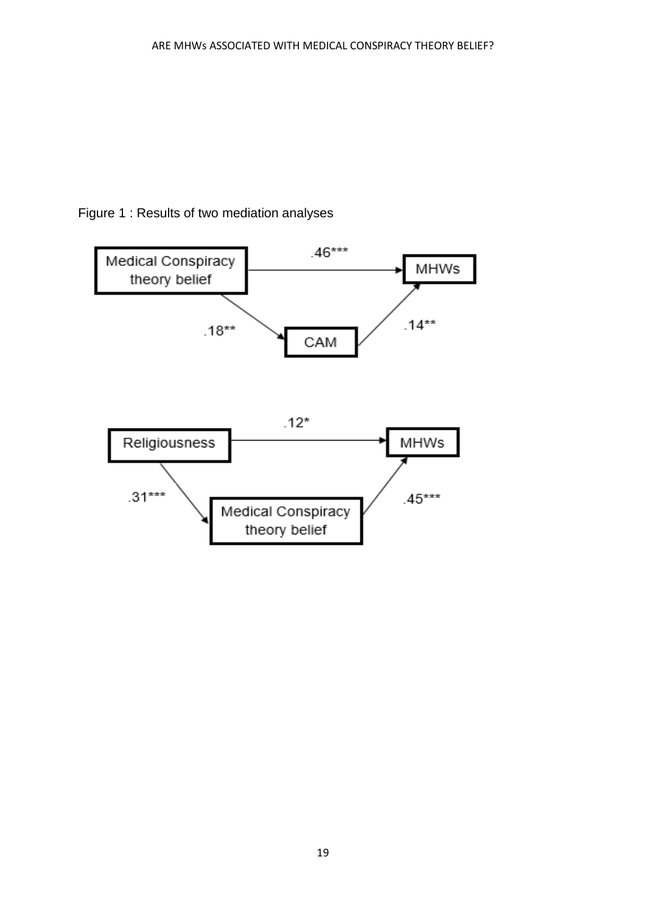Figure 1 : Results of two mediation analyses

Medical Conspiracy theory belief

.46***

MHWs

.18**

CAM

.14**

.12*

Religiousness

MHWs

.31***

Medical Conspiracy theory belief

.45***